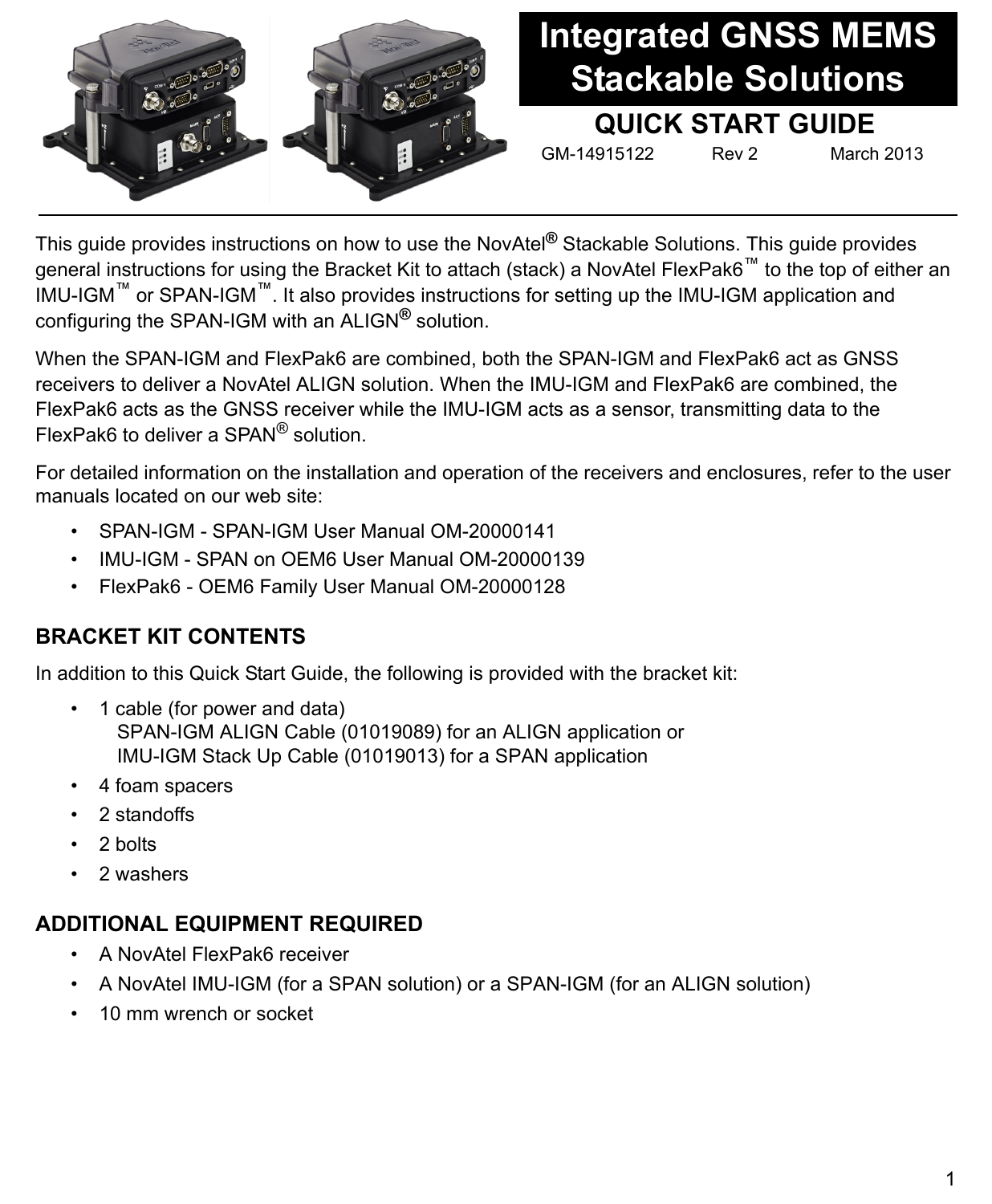# Integrated GNSS MEMS Stackable Solutions

## QUICK START GUIDE

GM-14915122 Rev 2 March 2013

This guide provides instructions on how to use the NovAtel® Stackable Solutions. This guide provides general instructions for using the Bracket Kit to attach (stack) a NovAtel FlexPak6™ to the top of either an IMU-IGM™ or SPAN-IGM™. It also provides instructions for setting up the IMU-IGM application and configuring the SPAN-IGM with an ALIGN® solution.

When the SPAN-IGM and FlexPak6 are combined, both the SPAN-IGM and FlexPak6 act as GNSS receivers to deliver a NovAtel ALIGN solution. When the IMU-IGM and FlexPak6 are combined, the FlexPak6 acts as the GNSS receiver while the IMU-IGM acts as a sensor, transmitting data to the FlexPak6 to deliver a SPAN® solution.

For detailed information on the installation and operation of the receivers and enclosures, refer to the user manuals located on our web site:

- SPAN-IGM - SPAN-IGM User Manual OM-20000141
- IMU-IGM - SPAN on OEM6 User Manual OM-20000139
- FlexPak6 - OEM6 Family User Manual OM-20000128

## BRACKET KIT CONTENTS

In addition to this Quick Start Guide, the following is provided with the bracket kit:

- 1 cable (for power and data)
  SPAN-IGM ALIGN Cable (01019089) for an ALIGN application or
  IMU-IGM Stack Up Cable (01019013) for a SPAN application
- 4 foam spacers
- 2 standoffs
- 2 bolts
- 2 washers

## ADDITIONAL EQUIPMENT REQUIRED

- A NovAtel FlexPak6 receiver
- A NovAtel IMU-IGM (for a SPAN solution) or a SPAN-IGM (for an ALIGN solution)
- 10 mm wrench or socket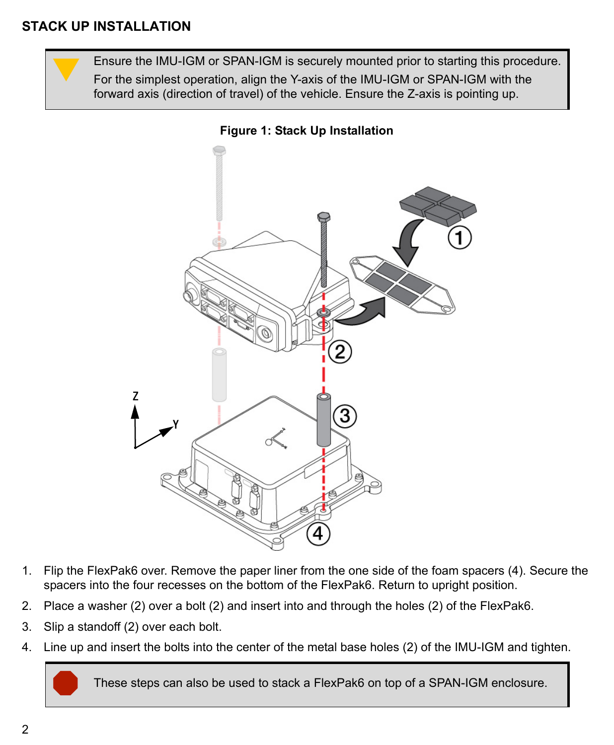## STACK UP INSTALLATION

> Ensure the IMU-IGM or SPAN-IGM is securely mounted prior to starting this procedure.
>
> For the simplest operation, align the Y-axis of the IMU-IGM or SPAN-IGM with the forward axis (direction of travel) of the vehicle. Ensure the Z-axis is pointing up.

**Figure 1: Stack Up Installation**

1. Flip the FlexPak6 over. Remove the paper liner from the one side of the foam spacers (4). Secure the spacers into the four recesses on the bottom of the FlexPak6. Return to upright position.
2. Place a washer (2) over a bolt (2) and insert into and through the holes (2) of the FlexPak6.
3. Slip a standoff (2) over each bolt.
4. Line up and insert the bolts into the center of the metal base holes (2) of the IMU-IGM and tighten.

> These steps can also be used to stack a FlexPak6 on top of a SPAN-IGM enclosure.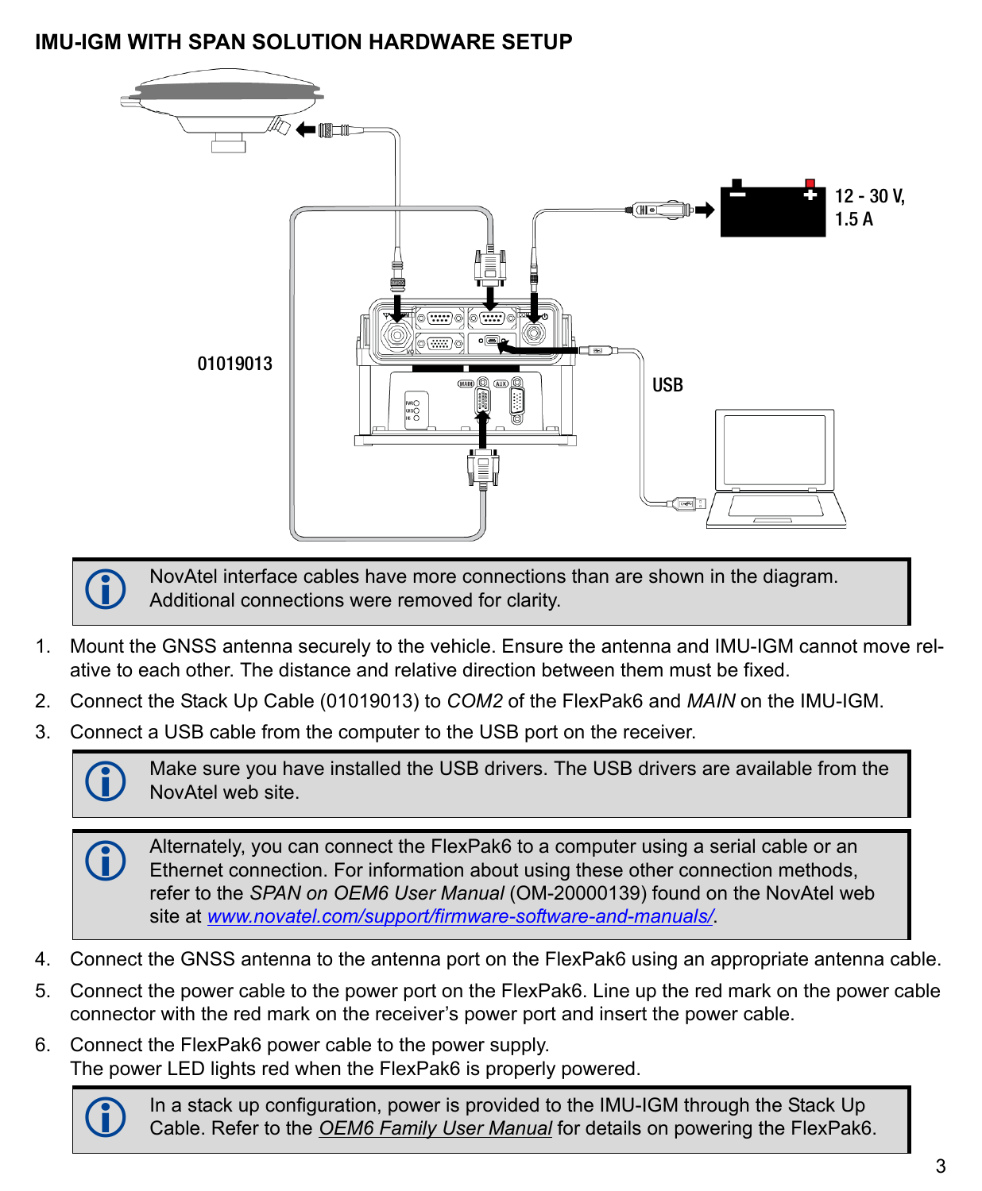## IMU-IGM WITH SPAN SOLUTION HARDWARE SETUP

> NovAtel interface cables have more connections than are shown in the diagram. Additional connections were removed for clarity.

1. Mount the GNSS antenna securely to the vehicle. Ensure the antenna and IMU-IGM cannot move relative to each other. The distance and relative direction between them must be fixed.
2. Connect the Stack Up Cable (01019013) to *COM2* of the FlexPak6 and *MAIN* on the IMU-IGM.
3. Connect a USB cable from the computer to the USB port on the receiver.

> Make sure you have installed the USB drivers. The USB drivers are available from the NovAtel web site.

> Alternately, you can connect the FlexPak6 to a computer using a serial cable or an Ethernet connection. For information about using these other connection methods, refer to the *SPAN on OEM6 User Manual* (OM-20000139) found on the NovAtel web site at [www.novatel.com/support/firmware-software-and-manuals/](www.novatel.com/support/firmware-software-and-manuals/).

4. Connect the GNSS antenna to the antenna port on the FlexPak6 using an appropriate antenna cable.
5. Connect the power cable to the power port on the FlexPak6. Line up the red mark on the power cable connector with the red mark on the receiver's power port and insert the power cable.
6. Connect the FlexPak6 power cable to the power supply.
   The power LED lights red when the FlexPak6 is properly powered.

> In a stack up configuration, power is provided to the IMU-IGM through the Stack Up Cable. Refer to the *OEM6 Family User Manual* for details on powering the FlexPak6.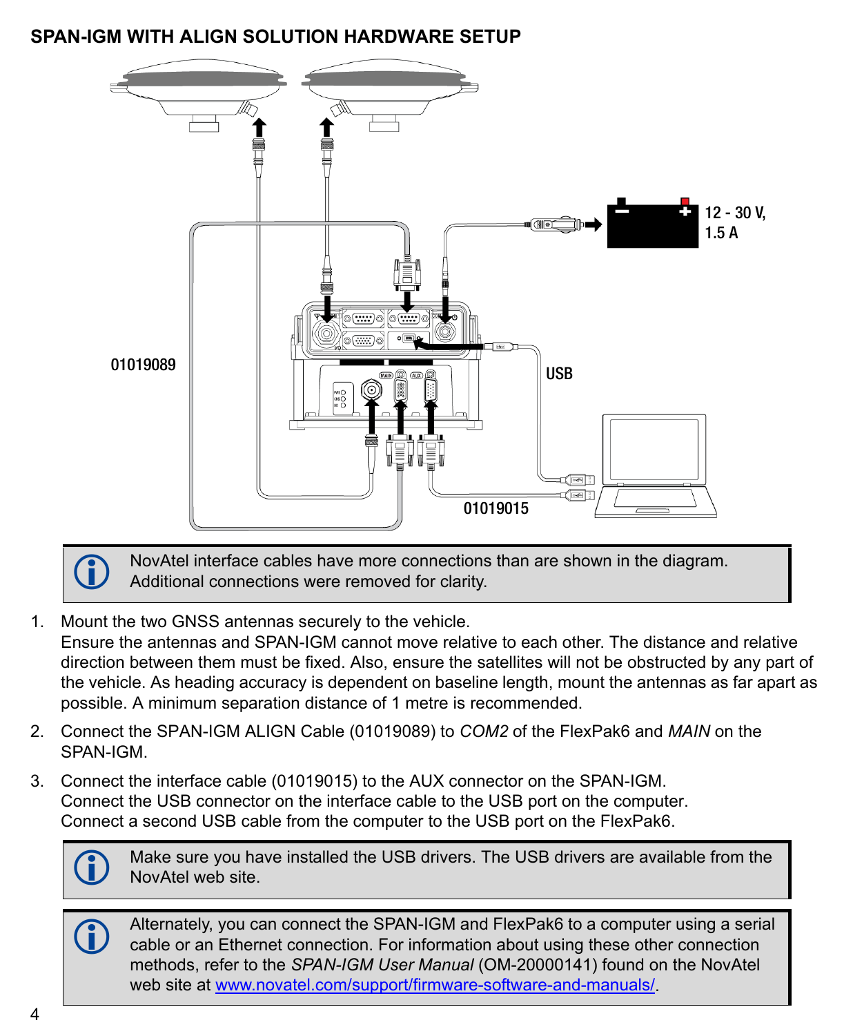## SPAN-IGM WITH ALIGN SOLUTION HARDWARE SETUP

12 - 30 V, 1.5 A

01019089

USB

01019015

> NovAtel interface cables have more connections than are shown in the diagram. Additional connections were removed for clarity.

1. Mount the two GNSS antennas securely to the vehicle.
   Ensure the antennas and SPAN-IGM cannot move relative to each other. The distance and relative direction between them must be fixed. Also, ensure the satellites will not be obstructed by any part of the vehicle. As heading accuracy is dependent on baseline length, mount the antennas as far apart as possible. A minimum separation distance of 1 metre is recommended.
2. Connect the SPAN-IGM ALIGN Cable (01019089) to *COM2* of the FlexPak6 and *MAIN* on the SPAN-IGM.
3. Connect the interface cable (01019015) to the AUX connector on the SPAN-IGM.
   Connect the USB connector on the interface cable to the USB port on the computer.
   Connect a second USB cable from the computer to the USB port on the FlexPak6.

> Make sure you have installed the USB drivers. The USB drivers are available from the NovAtel web site.

> Alternately, you can connect the SPAN-IGM and FlexPak6 to a computer using a serial cable or an Ethernet connection. For information about using these other connection methods, refer to the *SPAN-IGM User Manual* (OM-20000141) found on the NovAtel web site at www.novatel.com/support/firmware-software-and-manuals/.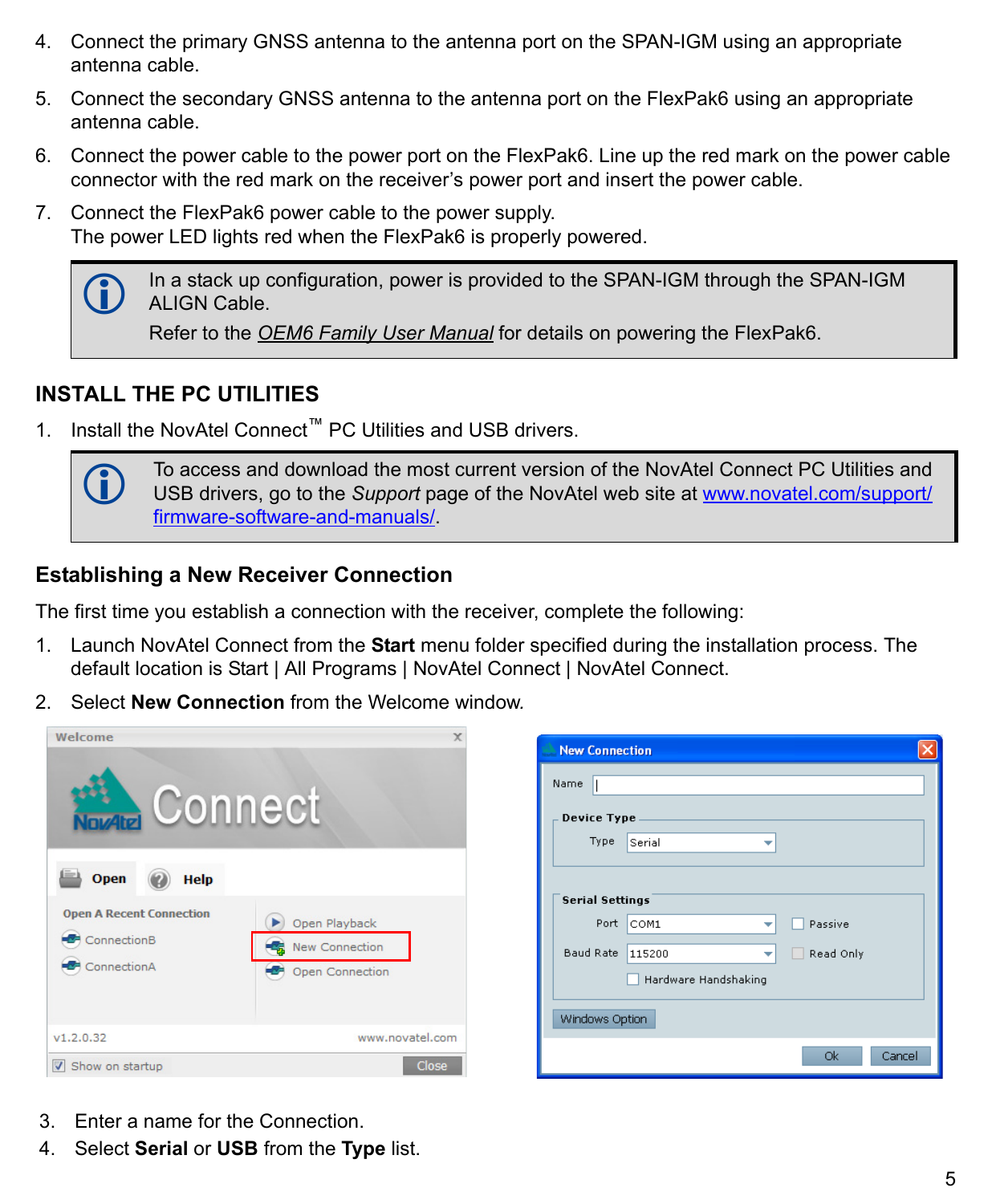4. Connect the primary GNSS antenna to the antenna port on the SPAN-IGM using an appropriate antenna cable.
5. Connect the secondary GNSS antenna to the antenna port on the FlexPak6 using an appropriate antenna cable.
6. Connect the power cable to the power port on the FlexPak6. Line up the red mark on the power cable connector with the red mark on the receiver's power port and insert the power cable.
7. Connect the FlexPak6 power cable to the power supply.
   The power LED lights red when the FlexPak6 is properly powered.

> In a stack up configuration, power is provided to the SPAN-IGM through the SPAN-IGM ALIGN Cable.
>
> Refer to the *OEM6 Family User Manual* for details on powering the FlexPak6.

## INSTALL THE PC UTILITIES

1. Install the NovAtel Connect™ PC Utilities and USB drivers.

> To access and download the most current version of the NovAtel Connect PC Utilities and USB drivers, go to the *Support* page of the NovAtel web site at www.novatel.com/support/firmware-software-and-manuals/.

### Establishing a New Receiver Connection

The first time you establish a connection with the receiver, complete the following:

1. Launch NovAtel Connect from the **Start** menu folder specified during the installation process. The default location is Start | All Programs | NovAtel Connect | NovAtel Connect.
2. Select **New Connection** from the Welcome window.
3. Enter a name for the Connection.
4. Select **Serial** or **USB** from the **Type** list.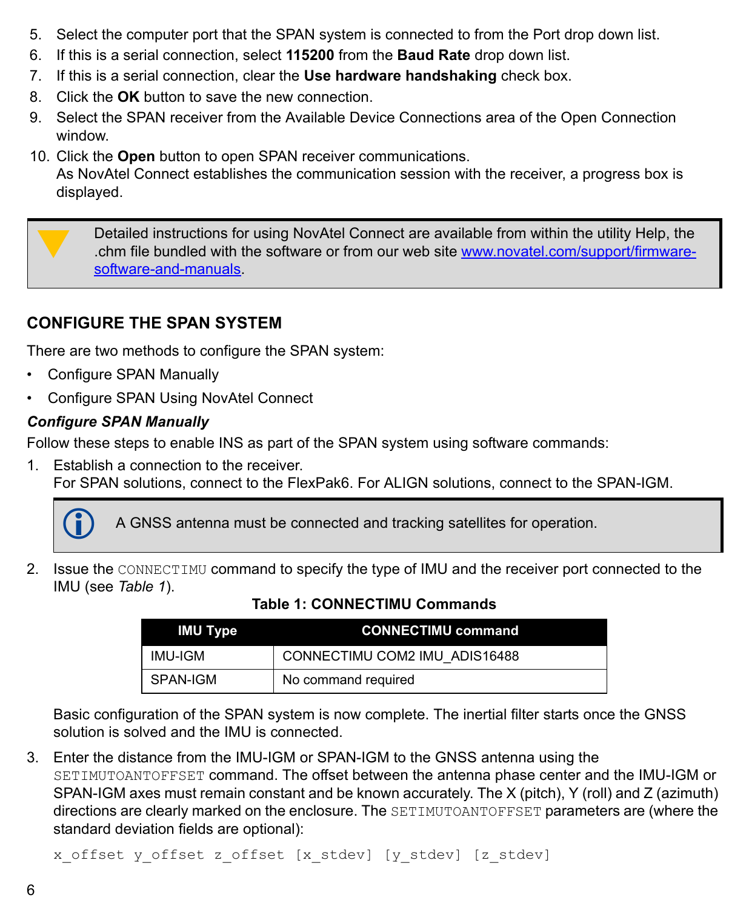5. Select the computer port that the SPAN system is connected to from the Port drop down list.
6. If this is a serial connection, select **115200** from the **Baud Rate** drop down list.
7. If this is a serial connection, clear the **Use hardware handshaking** check box.
8. Click the **OK** button to save the new connection.
9. Select the SPAN receiver from the Available Device Connections area of the Open Connection window.
10. Click the **Open** button to open SPAN receiver communications.
    As NovAtel Connect establishes the communication session with the receiver, a progress box is displayed.

> Detailed instructions for using NovAtel Connect are available from within the utility Help, the .chm file bundled with the software or from our web site [www.novatel.com/support/firmware-software-and-manuals](http://www.novatel.com/support/firmware-software-and-manuals).

## CONFIGURE THE SPAN SYSTEM

There are two methods to configure the SPAN system:

- Configure SPAN Manually
- Configure SPAN Using NovAtel Connect

### *Configure SPAN Manually*

Follow these steps to enable INS as part of the SPAN system using software commands:

1. Establish a connection to the receiver.
   For SPAN solutions, connect to the FlexPak6. For ALIGN solutions, connect to the SPAN-IGM.

   > A GNSS antenna must be connected and tracking satellites for operation.

2. Issue the `CONNECTIMU` command to specify the type of IMU and the receiver port connected to the IMU (see *Table 1*).

   **Table 1: CONNECTIMU Commands**

   | IMU Type | CONNECTIMU command |
   |---|---|
   | IMU-IGM | CONNECTIMU COM2 IMU_ADIS16488 |
   | SPAN-IGM | No command required |

   Basic configuration of the SPAN system is now complete. The inertial filter starts once the GNSS solution is solved and the IMU is connected.

3. Enter the distance from the IMU-IGM or SPAN-IGM to the GNSS antenna using the `SETIMUTOANTOFFSET` command. The offset between the antenna phase center and the IMU-IGM or SPAN-IGM axes must remain constant and be known accurately. The X (pitch), Y (roll) and Z (azimuth) directions are clearly marked on the enclosure. The `SETIMUTOANTOFFSET` parameters are (where the standard deviation fields are optional):

   ```
   x_offset y_offset z_offset [x_stdev] [y_stdev] [z_stdev]
   ```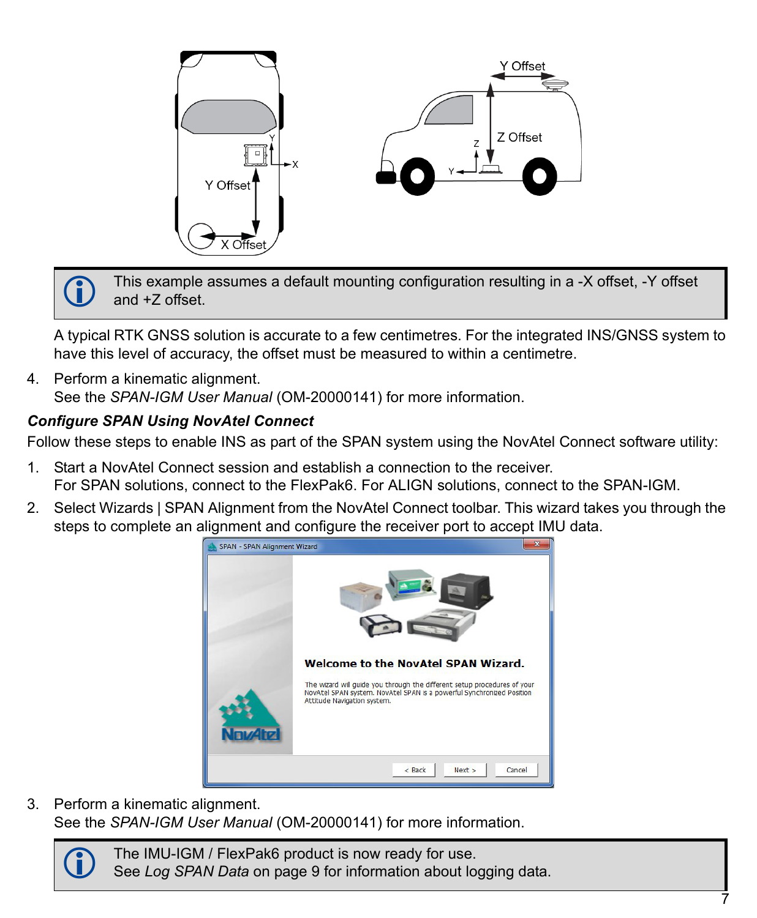> This example assumes a default mounting configuration resulting in a -X offset, -Y offset and +Z offset.

A typical RTK GNSS solution is accurate to a few centimetres. For the integrated INS/GNSS system to have this level of accuracy, the offset must be measured to within a centimetre.

4. Perform a kinematic alignment.
   See the *SPAN-IGM User Manual* (OM-20000141) for more information.

### *Configure SPAN Using NovAtel Connect*

Follow these steps to enable INS as part of the SPAN system using the NovAtel Connect software utility:

1. Start a NovAtel Connect session and establish a connection to the receiver.
   For SPAN solutions, connect to the FlexPak6. For ALIGN solutions, connect to the SPAN-IGM.
2. Select Wizards | SPAN Alignment from the NovAtel Connect toolbar. This wizard takes you through the steps to complete an alignment and configure the receiver port to accept IMU data.
3. Perform a kinematic alignment.
   See the *SPAN-IGM User Manual* (OM-20000141) for more information.

> The IMU-IGM / FlexPak6 product is now ready for use.
> See *Log SPAN Data* on page 9 for information about logging data.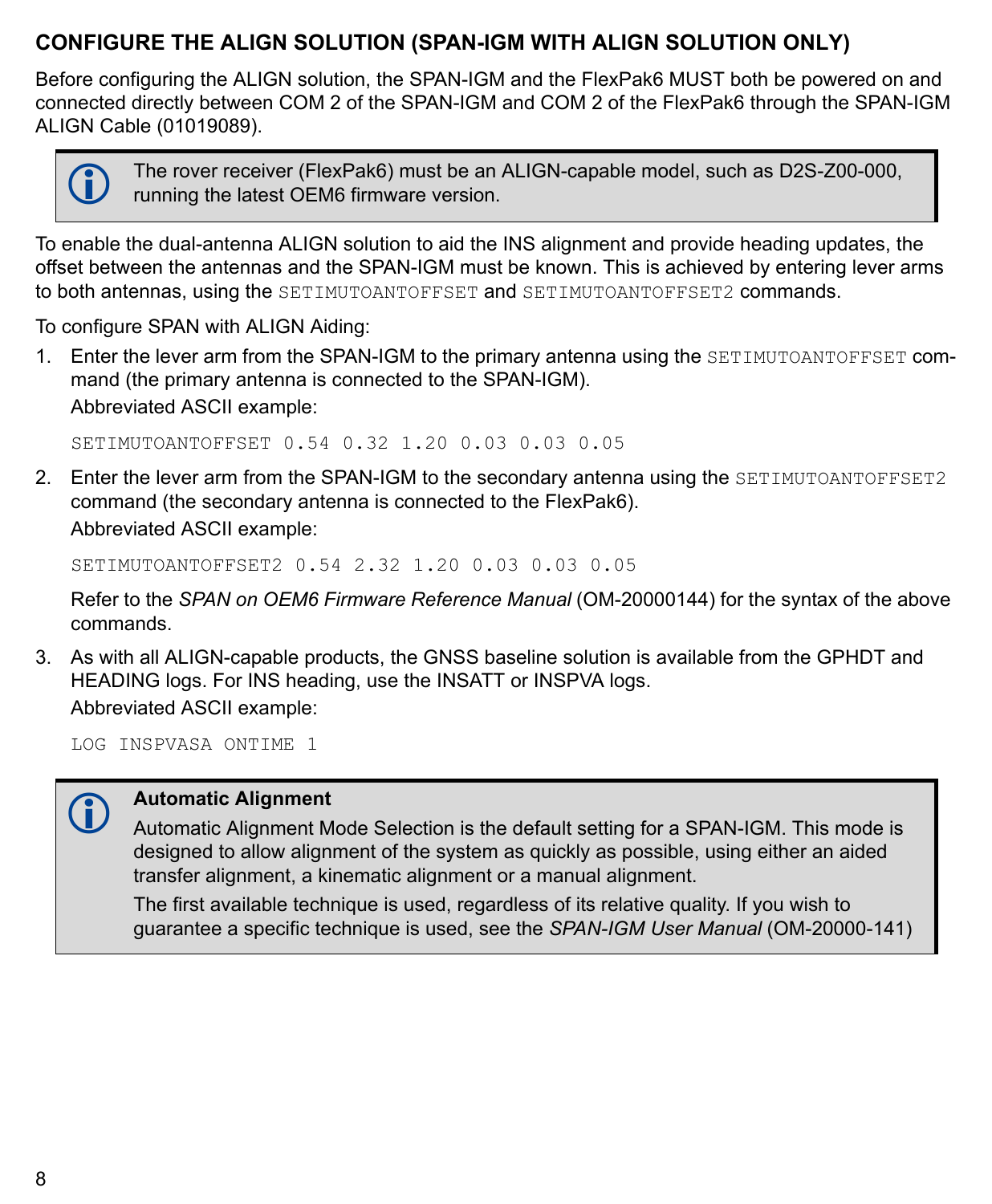## CONFIGURE THE ALIGN SOLUTION (SPAN-IGM WITH ALIGN SOLUTION ONLY)

Before configuring the ALIGN solution, the SPAN-IGM and the FlexPak6 MUST both be powered on and connected directly between COM 2 of the SPAN-IGM and COM 2 of the FlexPak6 through the SPAN-IGM ALIGN Cable (01019089).

> The rover receiver (FlexPak6) must be an ALIGN-capable model, such as D2S-Z00-000, running the latest OEM6 firmware version.

To enable the dual-antenna ALIGN solution to aid the INS alignment and provide heading updates, the offset between the antennas and the SPAN-IGM must be known. This is achieved by entering lever arms to both antennas, using the `SETIMUTOANTOFFSET` and `SETIMUTOANTOFFSET2` commands.

To configure SPAN with ALIGN Aiding:

1. Enter the lever arm from the SPAN-IGM to the primary antenna using the `SETIMUTOANTOFFSET` command (the primary antenna is connected to the SPAN-IGM).

   Abbreviated ASCII example:

   ```
   SETIMUTOANTOFFSET 0.54 0.32 1.20 0.03 0.03 0.05
   ```

2. Enter the lever arm from the SPAN-IGM to the secondary antenna using the `SETIMUTOANTOFFSET2` command (the secondary antenna is connected to the FlexPak6).

   Abbreviated ASCII example:

   ```
   SETIMUTOANTOFFSET2 0.54 2.32 1.20 0.03 0.03 0.05
   ```

   Refer to the *SPAN on OEM6 Firmware Reference Manual* (OM-20000144) for the syntax of the above commands.

3. As with all ALIGN-capable products, the GNSS baseline solution is available from the GPHDT and HEADING logs. For INS heading, use the INSATT or INSPVA logs.

   Abbreviated ASCII example:

   ```
   LOG INSPVASA ONTIME 1
   ```

> **Automatic Alignment**
>
> Automatic Alignment Mode Selection is the default setting for a SPAN-IGM. This mode is designed to allow alignment of the system as quickly as possible, using either an aided transfer alignment, a kinematic alignment or a manual alignment.
>
> The first available technique is used, regardless of its relative quality. If you wish to guarantee a specific technique is used, see the *SPAN-IGM User Manual* (OM-20000-141)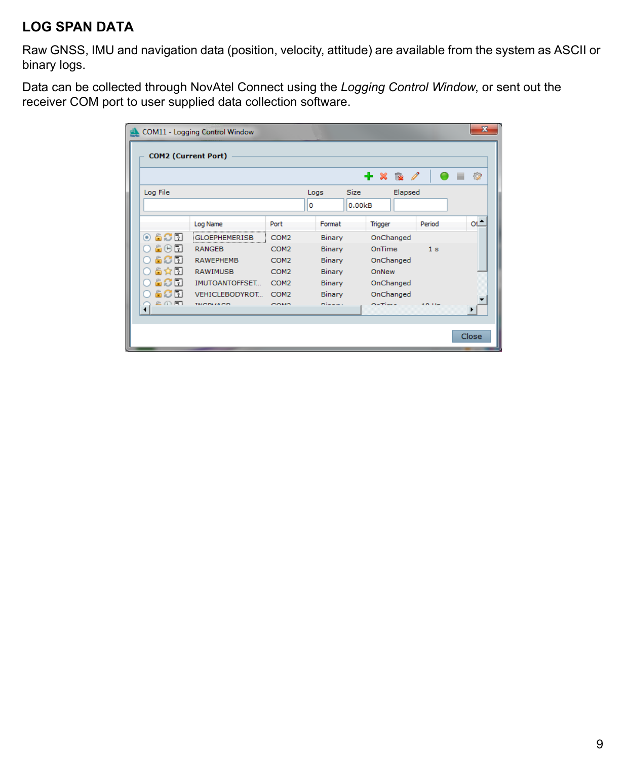## LOG SPAN DATA

Raw GNSS, IMU and navigation data (position, velocity, attitude) are available from the system as ASCII or binary logs.

Data can be collected through NovAtel Connect using the *Logging Control Window*, or sent out the receiver COM port to user supplied data collection software.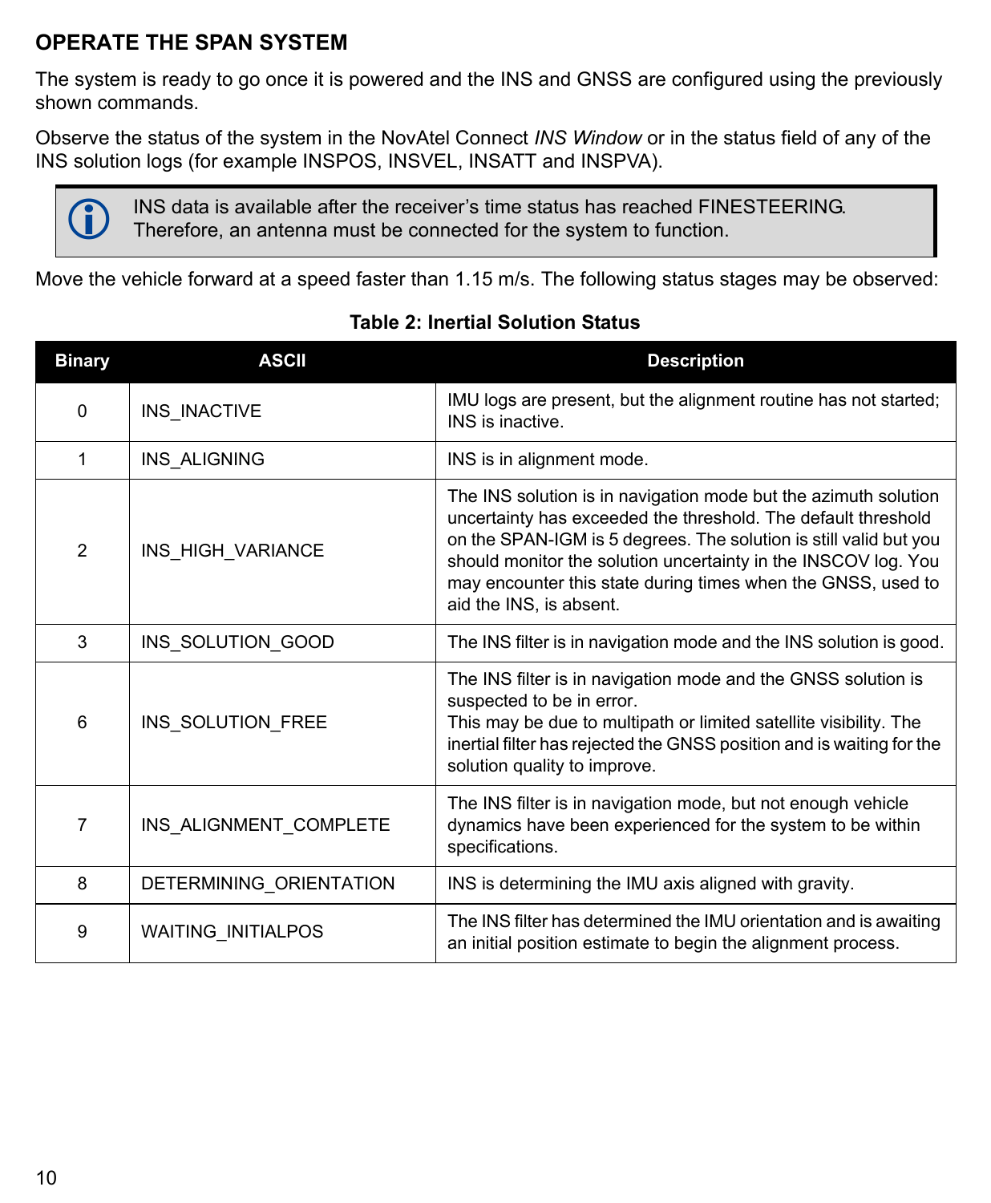## OPERATE THE SPAN SYSTEM

The system is ready to go once it is powered and the INS and GNSS are configured using the previously shown commands.

Observe the status of the system in the NovAtel Connect *INS Window* or in the status field of any of the INS solution logs (for example INSPOS, INSVEL, INSATT and INSPVA).

> INS data is available after the receiver's time status has reached FINESTEERING. Therefore, an antenna must be connected for the system to function.

Move the vehicle forward at a speed faster than 1.15 m/s. The following status stages may be observed:

**Table 2: Inertial Solution Status**

| Binary | ASCII | Description |
|---|---|---|
| 0 | INS_INACTIVE | IMU logs are present, but the alignment routine has not started; INS is inactive. |
| 1 | INS_ALIGNING | INS is in alignment mode. |
| 2 | INS_HIGH_VARIANCE | The INS solution is in navigation mode but the azimuth solution uncertainty has exceeded the threshold. The default threshold on the SPAN-IGM is 5 degrees. The solution is still valid but you should monitor the solution uncertainty in the INSCOV log. You may encounter this state during times when the GNSS, used to aid the INS, is absent. |
| 3 | INS_SOLUTION_GOOD | The INS filter is in navigation mode and the INS solution is good. |
| 6 | INS_SOLUTION_FREE | The INS filter is in navigation mode and the GNSS solution is suspected to be in error.<br>This may be due to multipath or limited satellite visibility. The inertial filter has rejected the GNSS position and is waiting for the solution quality to improve. |
| 7 | INS_ALIGNMENT_COMPLETE | The INS filter is in navigation mode, but not enough vehicle dynamics have been experienced for the system to be within specifications. |
| 8 | DETERMINING_ORIENTATION | INS is determining the IMU axis aligned with gravity. |
| 9 | WAITING_INITIALPOS | The INS filter has determined the IMU orientation and is awaiting an initial position estimate to begin the alignment process. |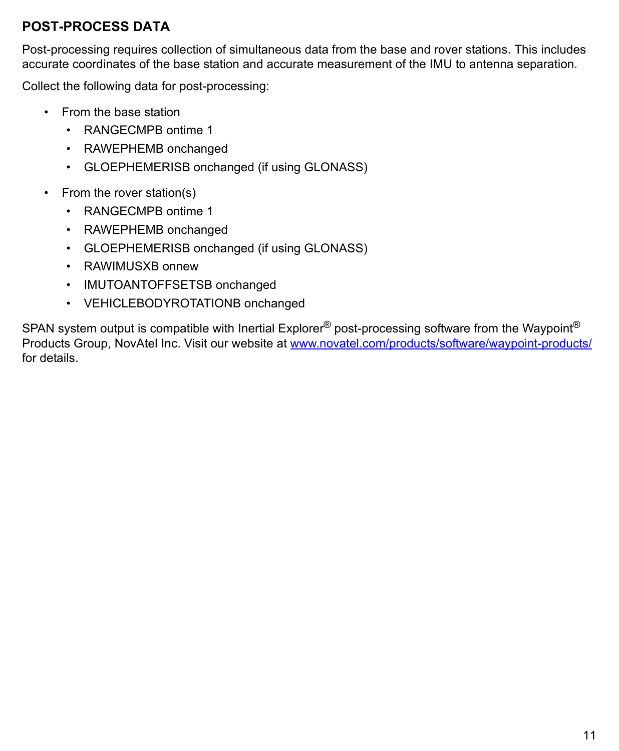## POST-PROCESS DATA

Post-processing requires collection of simultaneous data from the base and rover stations. This includes accurate coordinates of the base station and accurate measurement of the IMU to antenna separation.

Collect the following data for post-processing:

- From the base station
  - RANGECMPB ontime 1
  - RAWEPHEMB onchanged
  - GLOEPHEMERISB onchanged (if using GLONASS)
- From the rover station(s)
  - RANGECMPB ontime 1
  - RAWEPHEMB onchanged
  - GLOEPHEMERISB onchanged (if using GLONASS)
  - RAWIMUSXB onnew
  - IMUTOANTOFFSETSB onchanged
  - VEHICLEBODYROTATIONB onchanged

SPAN system output is compatible with Inertial Explorer® post-processing software from the Waypoint® Products Group, NovAtel Inc. Visit our website at [www.novatel.com/products/software/waypoint-products/](www.novatel.com/products/software/waypoint-products/) for details.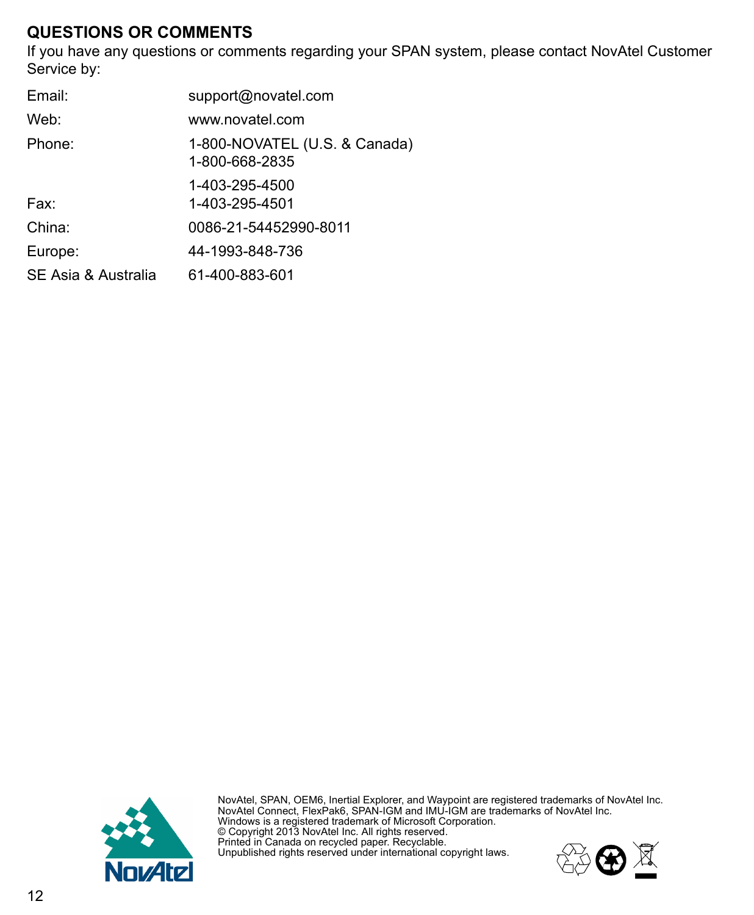## QUESTIONS OR COMMENTS

If you have any questions or comments regarding your SPAN system, please contact NovAtel Customer Service by:

| | |
|---|---|
| Email: | support@novatel.com |
| Web: | www.novatel.com |
| Phone: | 1-800-NOVATEL (U.S. & Canada)<br>1-800-668-2835 |
| | 1-403-295-4500 |
| Fax: | 1-403-295-4501 |
| China: | 0086-21-54452990-8011 |
| Europe: | 44-1993-848-736 |
| SE Asia & Australia | 61-400-883-601 |

NovAtel, SPAN, OEM6, Inertial Explorer, and Waypoint are registered trademarks of NovAtel Inc.
NovAtel Connect, FlexPak6, SPAN-IGM and IMU-IGM are trademarks of NovAtel Inc.
Windows is a registered trademark of Microsoft Corporation.
© Copyright 2013 NovAtel Inc. All rights reserved.
Printed in Canada on recycled paper. Recyclable.
Unpublished rights reserved under international copyright laws.